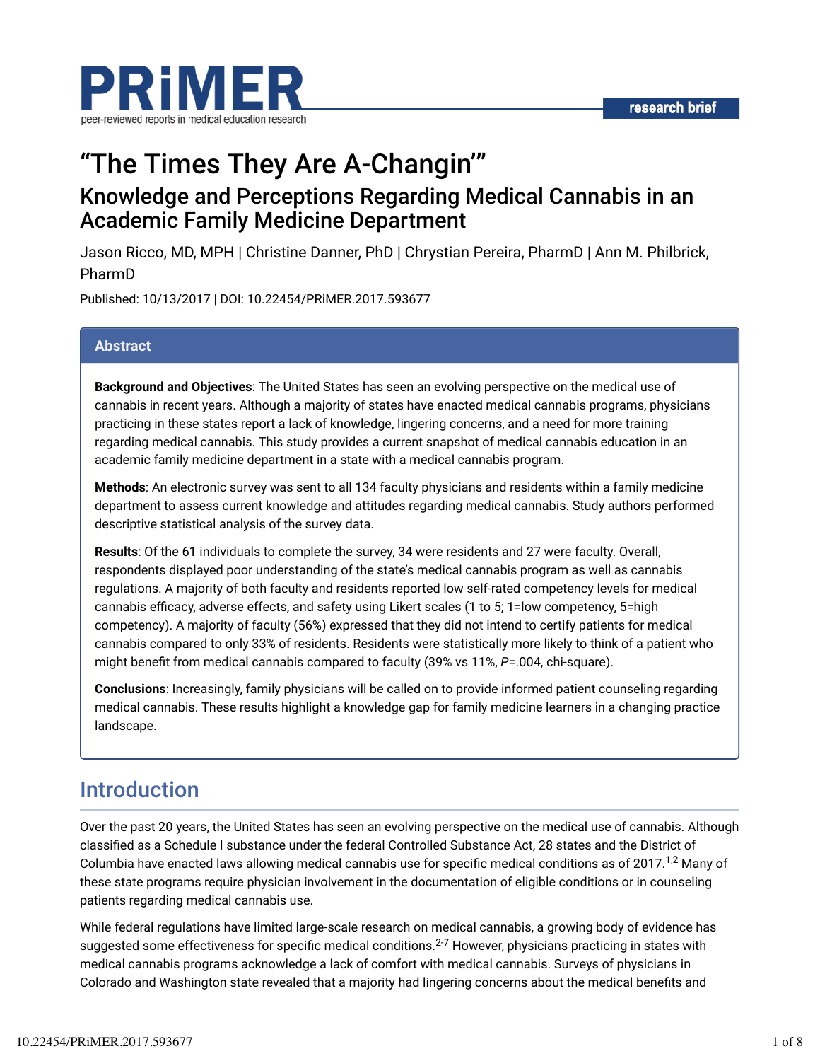# "The Times They Are A-Changin'"

## Knowledge and Perceptions Regarding Medical Cannabis in an Academic Family Medicine Department

Jason Ricco, MD, MPH | Christine Danner, PhD | Chrystian Pereira, PharmD | Ann M. Philbrick, PharmD

Published: 10/13/2017 | DOI: 10.22454/PRiMER.2017.593677

### Abstract

**Background and Objectives**: The United States has seen an evolving perspective on the medical use of cannabis in recent years. Although a majority of states have enacted medical cannabis programs, physicians practicing in these states report a lack of knowledge, lingering concerns, and a need for more training regarding medical cannabis. This study provides a current snapshot of medical cannabis education in an academic family medicine department in a state with a medical cannabis program.

**Methods**: An electronic survey was sent to all 134 faculty physicians and residents within a family medicine department to assess current knowledge and attitudes regarding medical cannabis. Study authors performed descriptive statistical analysis of the survey data.

**Results**: Of the 61 individuals to complete the survey, 34 were residents and 27 were faculty. Overall, respondents displayed poor understanding of the state's medical cannabis program as well as cannabis regulations. A majority of both faculty and residents reported low self-rated competency levels for medical cannabis efficacy, adverse effects, and safety using Likert scales (1 to 5; 1=low competency, 5=high competency). A majority of faculty (56%) expressed that they did not intend to certify patients for medical cannabis compared to only 33% of residents. Residents were statistically more likely to think of a patient who might benefit from medical cannabis compared to faculty (39% vs 11%, $P$=.004, chi-square).

**Conclusions**: Increasingly, family physicians will be called on to provide informed patient counseling regarding medical cannabis. These results highlight a knowledge gap for family medicine learners in a changing practice landscape.

## Introduction

Over the past 20 years, the United States has seen an evolving perspective on the medical use of cannabis. Although classified as a Schedule I substance under the federal Controlled Substance Act, 28 states and the District of Columbia have enacted laws allowing medical cannabis use for specific medical conditions as of 2017.[1,2] Many of these state programs require physician involvement in the documentation of eligible conditions or in counseling patients regarding medical cannabis use.

While federal regulations have limited large-scale research on medical cannabis, a growing body of evidence has suggested some effectiveness for specific medical conditions.[2-7] However, physicians practicing in states with medical cannabis programs acknowledge a lack of comfort with medical cannabis. Surveys of physicians in Colorado and Washington state revealed that a majority had lingering concerns about the medical benefits and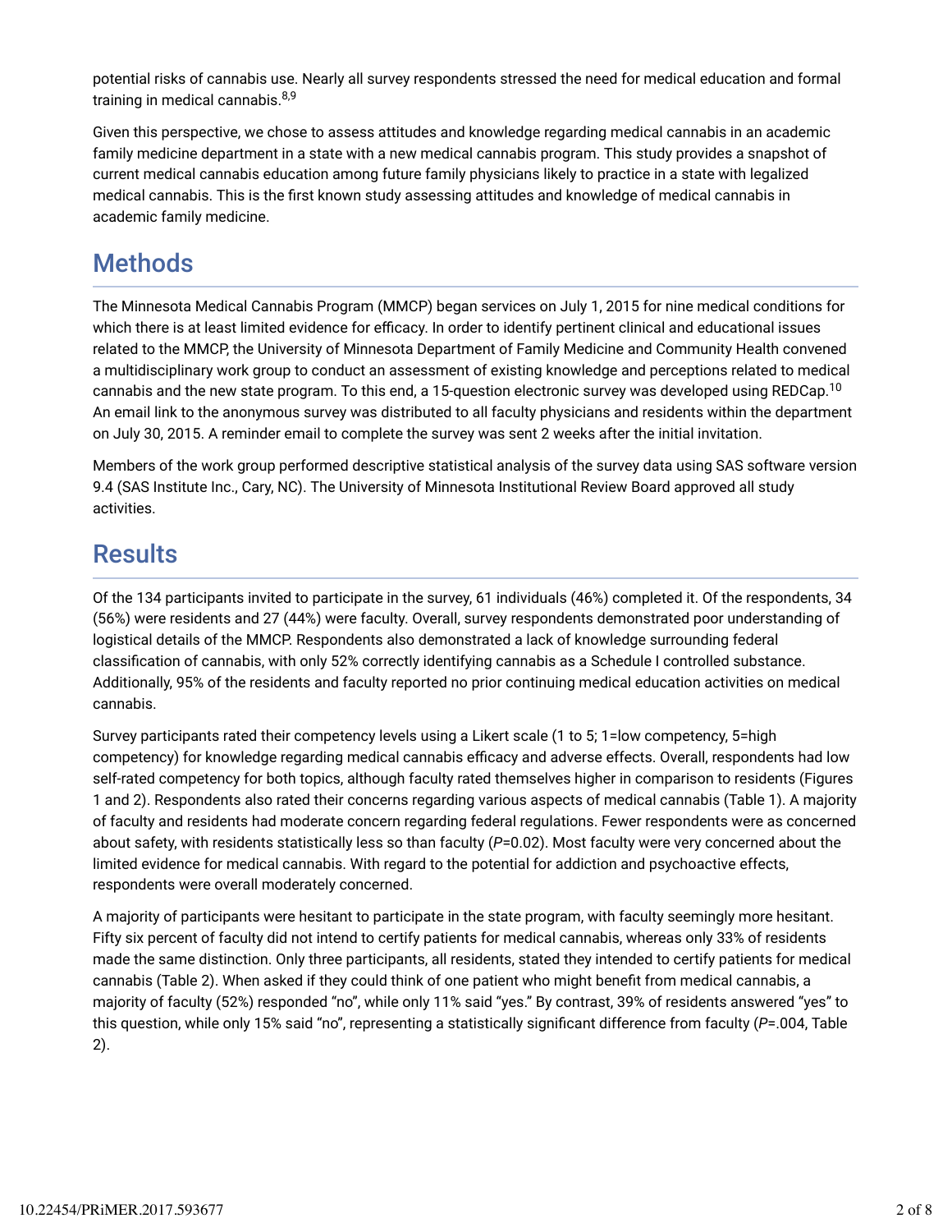potential risks of cannabis use. Nearly all survey respondents stressed the need for medical education and formal training in medical cannabis.[8,9]

Given this perspective, we chose to assess attitudes and knowledge regarding medical cannabis in an academic family medicine department in a state with a new medical cannabis program. This study provides a snapshot of current medical cannabis education among future family physicians likely to practice in a state with legalized medical cannabis. This is the first known study assessing attitudes and knowledge of medical cannabis in academic family medicine.

## Methods

The Minnesota Medical Cannabis Program (MMCP) began services on July 1, 2015 for nine medical conditions for which there is at least limited evidence for efficacy. In order to identify pertinent clinical and educational issues related to the MMCP, the University of Minnesota Department of Family Medicine and Community Health convened a multidisciplinary work group to conduct an assessment of existing knowledge and perceptions related to medical cannabis and the new state program. To this end, a 15-question electronic survey was developed using REDCap.[10] An email link to the anonymous survey was distributed to all faculty physicians and residents within the department on July 30, 2015. A reminder email to complete the survey was sent 2 weeks after the initial invitation.

Members of the work group performed descriptive statistical analysis of the survey data using SAS software version 9.4 (SAS Institute Inc., Cary, NC). The University of Minnesota Institutional Review Board approved all study activities.

## Results

Of the 134 participants invited to participate in the survey, 61 individuals (46%) completed it. Of the respondents, 34 (56%) were residents and 27 (44%) were faculty. Overall, survey respondents demonstrated poor understanding of logistical details of the MMCP. Respondents also demonstrated a lack of knowledge surrounding federal classification of cannabis, with only 52% correctly identifying cannabis as a Schedule I controlled substance. Additionally, 95% of the residents and faculty reported no prior continuing medical education activities on medical cannabis.

Survey participants rated their competency levels using a Likert scale (1 to 5; 1=low competency, 5=high competency) for knowledge regarding medical cannabis efficacy and adverse effects. Overall, respondents had low self-rated competency for both topics, although faculty rated themselves higher in comparison to residents (Figures 1 and 2). Respondents also rated their concerns regarding various aspects of medical cannabis (Table 1). A majority of faculty and residents had moderate concern regarding federal regulations. Fewer respondents were as concerned about safety, with residents statistically less so than faculty ($P$=0.02). Most faculty were very concerned about the limited evidence for medical cannabis. With regard to the potential for addiction and psychoactive effects, respondents were overall moderately concerned.

A majority of participants were hesitant to participate in the state program, with faculty seemingly more hesitant. Fifty six percent of faculty did not intend to certify patients for medical cannabis, whereas only 33% of residents made the same distinction. Only three participants, all residents, stated they intended to certify patients for medical cannabis (Table 2). When asked if they could think of one patient who might benefit from medical cannabis, a majority of faculty (52%) responded "no", while only 11% said "yes." By contrast, 39% of residents answered "yes" to this question, while only 15% said "no", representing a statistically significant difference from faculty ($P$=.004, Table 2).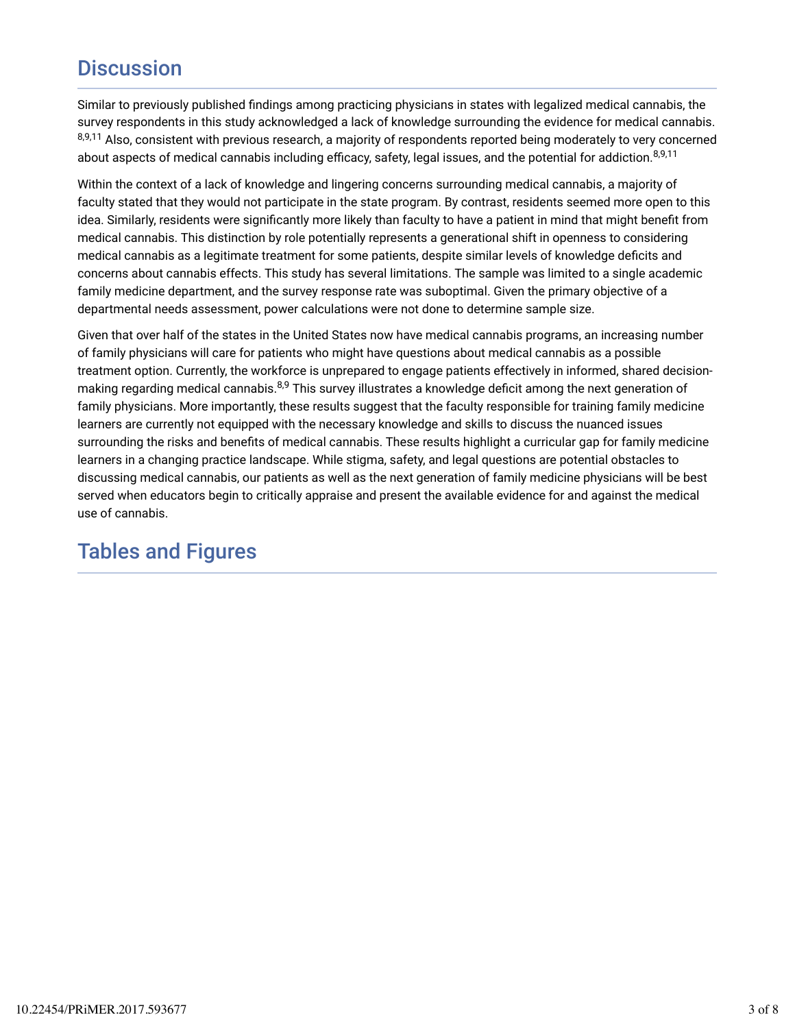## Discussion

Similar to previously published findings among practicing physicians in states with legalized medical cannabis, the survey respondents in this study acknowledged a lack of knowledge surrounding the evidence for medical cannabis.[8,9,11] Also, consistent with previous research, a majority of respondents reported being moderately to very concerned about aspects of medical cannabis including efficacy, safety, legal issues, and the potential for addiction.[8,9,11]

Within the context of a lack of knowledge and lingering concerns surrounding medical cannabis, a majority of faculty stated that they would not participate in the state program. By contrast, residents seemed more open to this idea. Similarly, residents were significantly more likely than faculty to have a patient in mind that might benefit from medical cannabis. This distinction by role potentially represents a generational shift in openness to considering medical cannabis as a legitimate treatment for some patients, despite similar levels of knowledge deficits and concerns about cannabis effects. This study has several limitations. The sample was limited to a single academic family medicine department, and the survey response rate was suboptimal. Given the primary objective of a departmental needs assessment, power calculations were not done to determine sample size.

Given that over half of the states in the United States now have medical cannabis programs, an increasing number of family physicians will care for patients who might have questions about medical cannabis as a possible treatment option. Currently, the workforce is unprepared to engage patients effectively in informed, shared decision-making regarding medical cannabis.[8,9] This survey illustrates a knowledge deficit among the next generation of family physicians. More importantly, these results suggest that the faculty responsible for training family medicine learners are currently not equipped with the necessary knowledge and skills to discuss the nuanced issues surrounding the risks and benefits of medical cannabis. These results highlight a curricular gap for family medicine learners in a changing practice landscape. While stigma, safety, and legal questions are potential obstacles to discussing medical cannabis, our patients as well as the next generation of family medicine physicians will be best served when educators begin to critically appraise and present the available evidence for and against the medical use of cannabis.

## Tables and Figures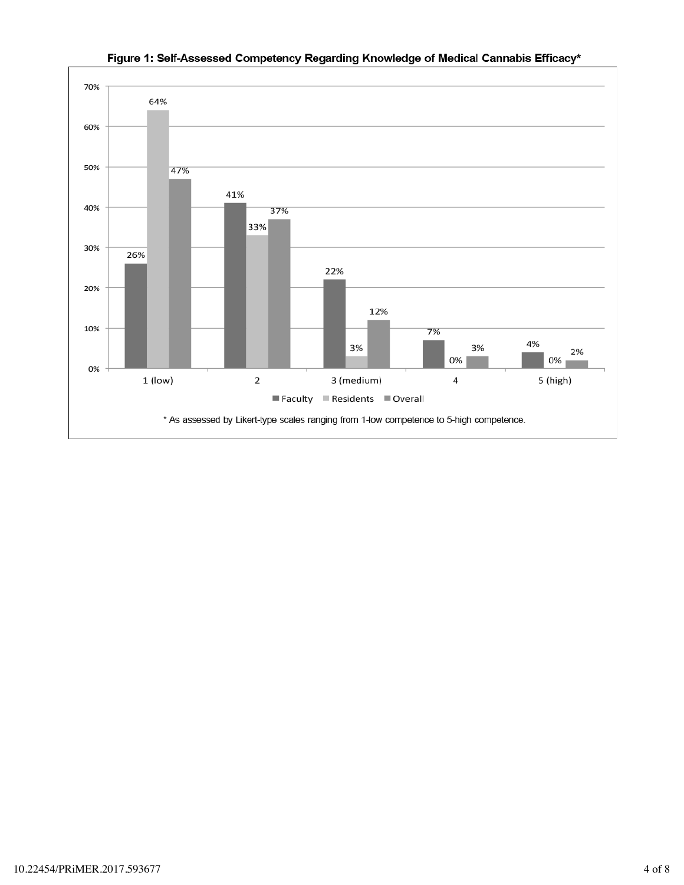**Figure 1: Self-Assessed Competency Regarding Knowledge of Medical Cannabis Efficacy***

| | Faculty | Residents | Overall |
|---|---|---|---|
| 1 (low) | 26% | 64% | 47% |
| 2 | 41% | 33% | 37% |
| 3 (medium) | 22% | 3% | 12% |
| 4 | 7% | 0% | 3% |
| 5 (high) | 4% | 0% | 2% |

* As assessed by Likert-type scales ranging from 1-low competence to 5-high competence.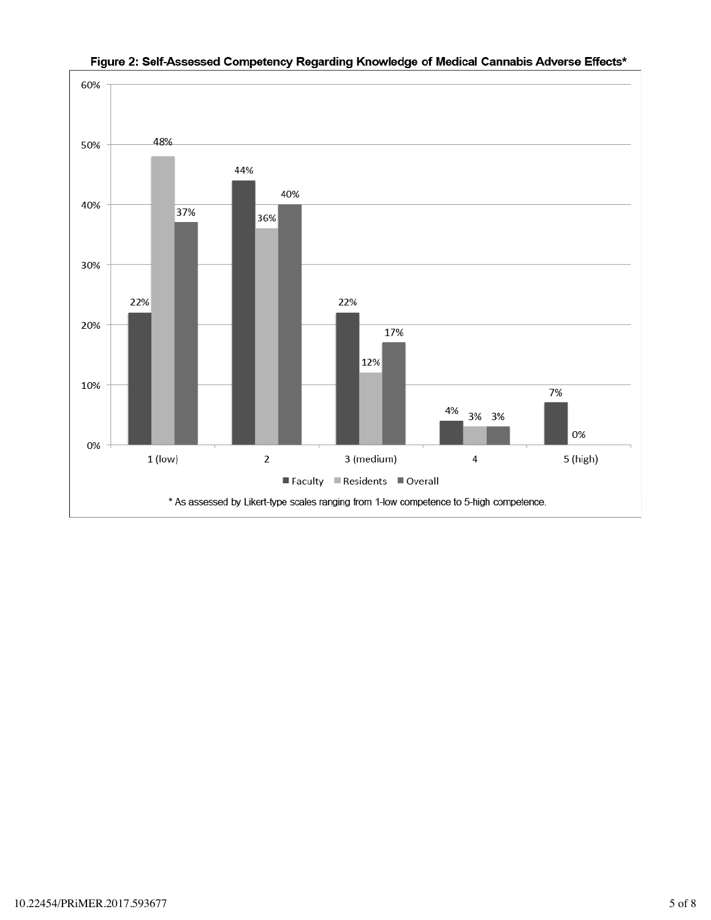**Figure 2: Self-Assessed Competency Regarding Knowledge of Medical Cannabis Adverse Effects***

| Competency | Faculty | Residents | Overall |
|---|---|---|---|
| 1 (low) | 22% | 48% | 37% |
| 2 | 44% | 36% | 40% |
| 3 (medium) | 22% | 12% | 17% |
| 4 | 4% | 3% | 3% |
| 5 (high) | 7% | 0% | |

\* As assessed by Likert-type scales ranging from 1-low competence to 5-high competence.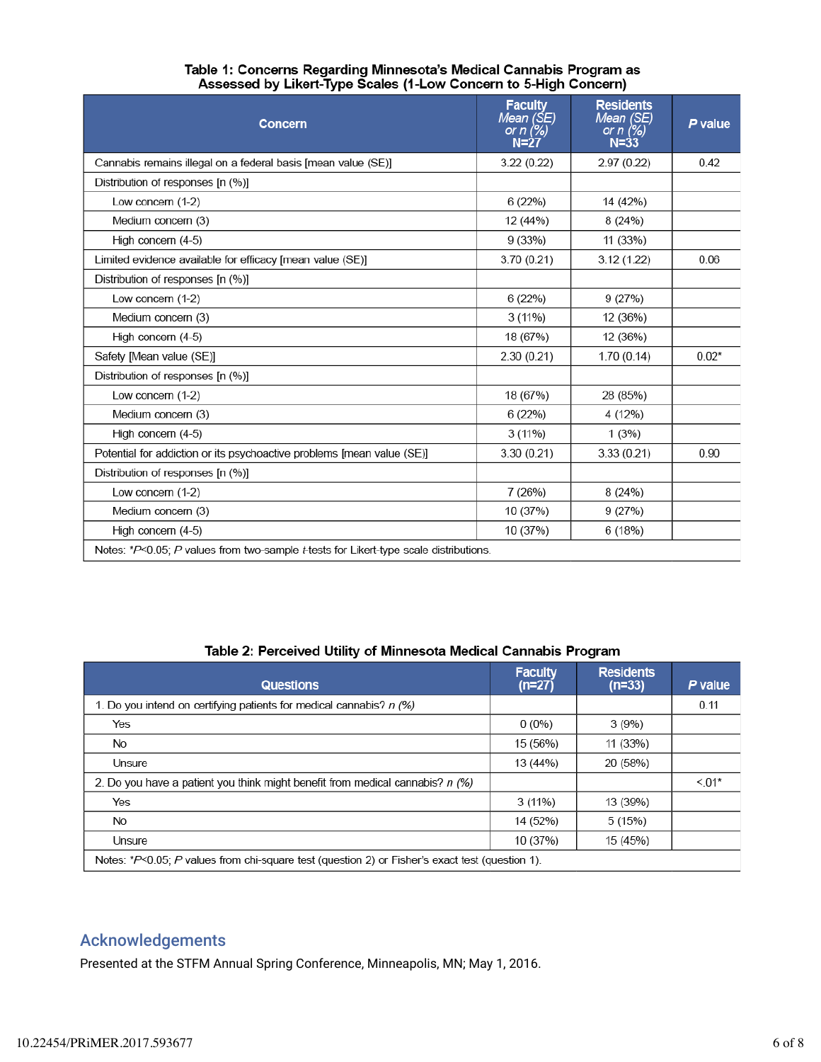**Table 1: Concerns Regarding Minnesota's Medical Cannabis Program as Assessed by Likert-Type Scales (1-Low Concern to 5-High Concern)**

| Concern | Faculty *Mean (SE) or n (%)* N=27 | Residents *Mean (SE) or n (%)* N=33 | *P* value |
|---|---|---|---|
| Cannabis remains illegal on a federal basis [mean value (SE)] | 3.22 (0.22) | 2.97 (0.22) | 0.42 |
| Distribution of responses [n (%)] | | | |
| Low concern (1-2) | 6 (22%) | 14 (42%) | |
| Medium concern (3) | 12 (44%) | 8 (24%) | |
| High concern (4-5) | 9 (33%) | 11 (33%) | |
| Limited evidence available for efficacy [mean value (SE)] | 3.70 (0.21) | 3.12 (1.22) | 0.06 |
| Distribution of responses [n (%)] | | | |
| Low concern (1-2) | 6 (22%) | 9 (27%) | |
| Medium concern (3) | 3 (11%) | 12 (36%) | |
| High concern (4-5) | 18 (67%) | 12 (36%) | |
| Safety [Mean value (SE)] | 2.30 (0.21) | 1.70 (0.14) | 0.02* |
| Distribution of responses [n (%)] | | | |
| Low concern (1-2) | 18 (67%) | 28 (85%) | |
| Medium concern (3) | 6 (22%) | 4 (12%) | |
| High concern (4-5) | 3 (11%) | 1 (3%) | |
| Potential for addiction or its psychoactive problems [mean value (SE)] | 3.30 (0.21) | 3.33 (0.21) | 0.90 |
| Distribution of responses [n (%)] | | | |
| Low concern (1-2) | 7 (26%) | 8 (24%) | |
| Medium concern (3) | 10 (37%) | 9 (27%) | |
| High concern (4-5) | 10 (37%) | 6 (18%) | |

Notes: *$P<0.05$; *P* values from two-sample *t*-tests for Likert-type scale distributions.

**Table 2: Perceived Utility of Minnesota Medical Cannabis Program**

| Questions | Faculty (n=27) | Residents (n=33) | *P* value |
|---|---|---|---|
| 1. Do you intend on certifying patients for medical cannabis? *n (%)* | | | 0.11 |
| Yes | 0 (0%) | 3 (9%) | |
| No | 15 (56%) | 11 (33%) | |
| Unsure | 13 (44%) | 20 (58%) | |
| 2. Do you have a patient you think might benefit from medical cannabis? *n (%)* | | | <.01* |
| Yes | 3 (11%) | 13 (39%) | |
| No | 14 (52%) | 5 (15%) | |
| Unsure | 10 (37%) | 15 (45%) | |

Notes: *$P<0.05$; *P* values from chi-square test (question 2) or Fisher's exact test (question 1).

## Acknowledgements

Presented at the STFM Annual Spring Conference, Minneapolis, MN; May 1, 2016.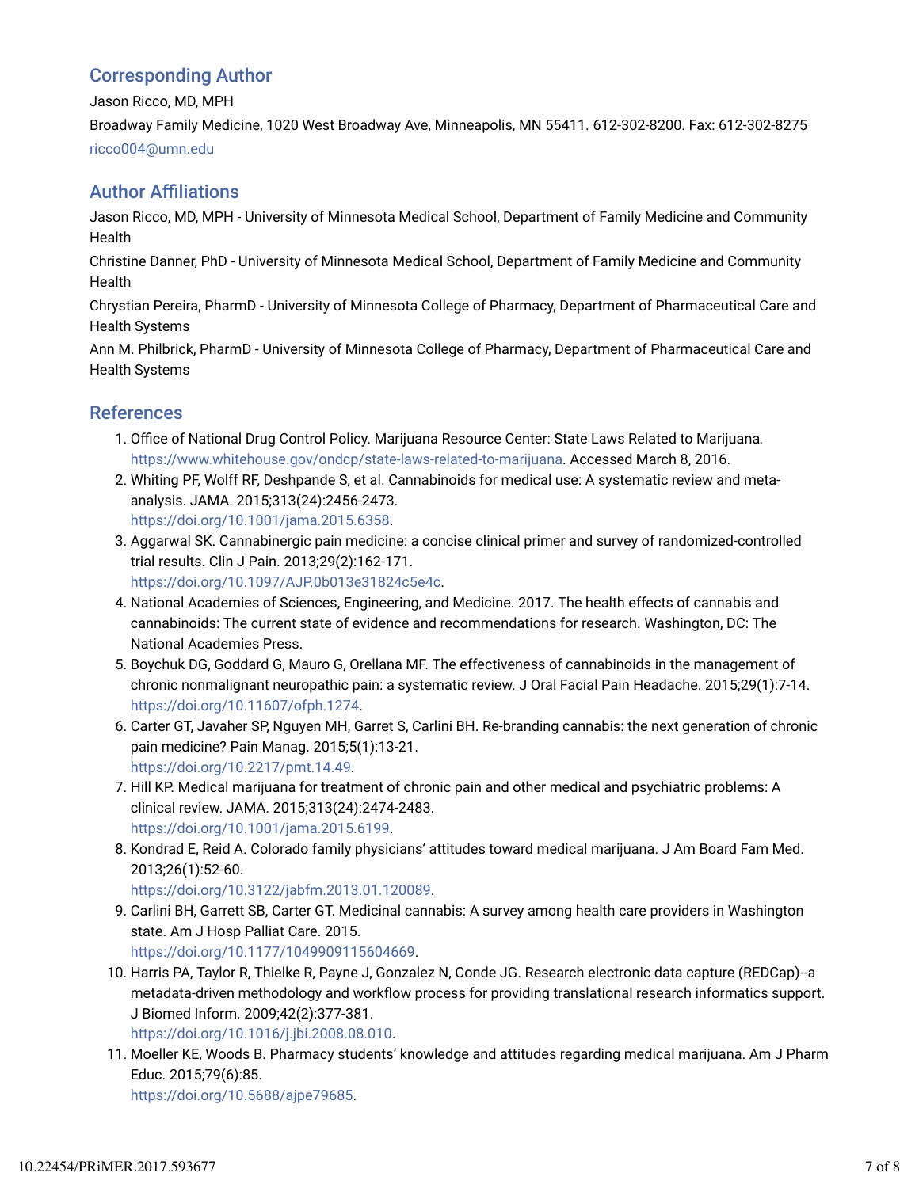## Corresponding Author

Jason Ricco, MD, MPH

Broadway Family Medicine, 1020 West Broadway Ave, Minneapolis, MN 55411. 612-302-8200. Fax: 612-302-8275

ricco004@umn.edu

## Author Affiliations

Jason Ricco, MD, MPH - University of Minnesota Medical School, Department of Family Medicine and Community Health

Christine Danner, PhD - University of Minnesota Medical School, Department of Family Medicine and Community Health

Chrystian Pereira, PharmD - University of Minnesota College of Pharmacy, Department of Pharmaceutical Care and Health Systems

Ann M. Philbrick, PharmD - University of Minnesota College of Pharmacy, Department of Pharmaceutical Care and Health Systems

## References

1. Office of National Drug Control Policy. Marijuana Resource Center: State Laws Related to Marijuana. https://www.whitehouse.gov/ondcp/state-laws-related-to-marijuana. Accessed March 8, 2016.
2. Whiting PF, Wolff RF, Deshpande S, et al. Cannabinoids for medical use: A systematic review and meta-analysis. JAMA. 2015;313(24):2456-2473. https://doi.org/10.1001/jama.2015.6358.
3. Aggarwal SK. Cannabinergic pain medicine: a concise clinical primer and survey of randomized-controlled trial results. Clin J Pain. 2013;29(2):162-171. https://doi.org/10.1097/AJP.0b013e31824c5e4c.
4. National Academies of Sciences, Engineering, and Medicine. 2017. The health effects of cannabis and cannabinoids: The current state of evidence and recommendations for research. Washington, DC: The National Academies Press.
5. Boychuk DG, Goddard G, Mauro G, Orellana MF. The effectiveness of cannabinoids in the management of chronic nonmalignant neuropathic pain: a systematic review. J Oral Facial Pain Headache. 2015;29(1):7-14. https://doi.org/10.11607/ofph.1274.
6. Carter GT, Javaher SP, Nguyen MH, Garret S, Carlini BH. Re-branding cannabis: the next generation of chronic pain medicine? Pain Manag. 2015;5(1):13-21. https://doi.org/10.2217/pmt.14.49.
7. Hill KP. Medical marijuana for treatment of chronic pain and other medical and psychiatric problems: A clinical review. JAMA. 2015;313(24):2474-2483. https://doi.org/10.1001/jama.2015.6199.
8. Kondrad E, Reid A. Colorado family physicians' attitudes toward medical marijuana. J Am Board Fam Med. 2013;26(1):52-60. https://doi.org/10.3122/jabfm.2013.01.120089.
9. Carlini BH, Garrett SB, Carter GT. Medicinal cannabis: A survey among health care providers in Washington state. Am J Hosp Palliat Care. 2015. https://doi.org/10.1177/1049909115604669.
10. Harris PA, Taylor R, Thielke R, Payne J, Gonzalez N, Conde JG. Research electronic data capture (REDCap)--a metadata-driven methodology and workflow process for providing translational research informatics support. J Biomed Inform. 2009;42(2):377-381. https://doi.org/10.1016/j.jbi.2008.08.010.
11. Moeller KE, Woods B. Pharmacy students' knowledge and attitudes regarding medical marijuana. Am J Pharm Educ. 2015;79(6):85. https://doi.org/10.5688/ajpe79685.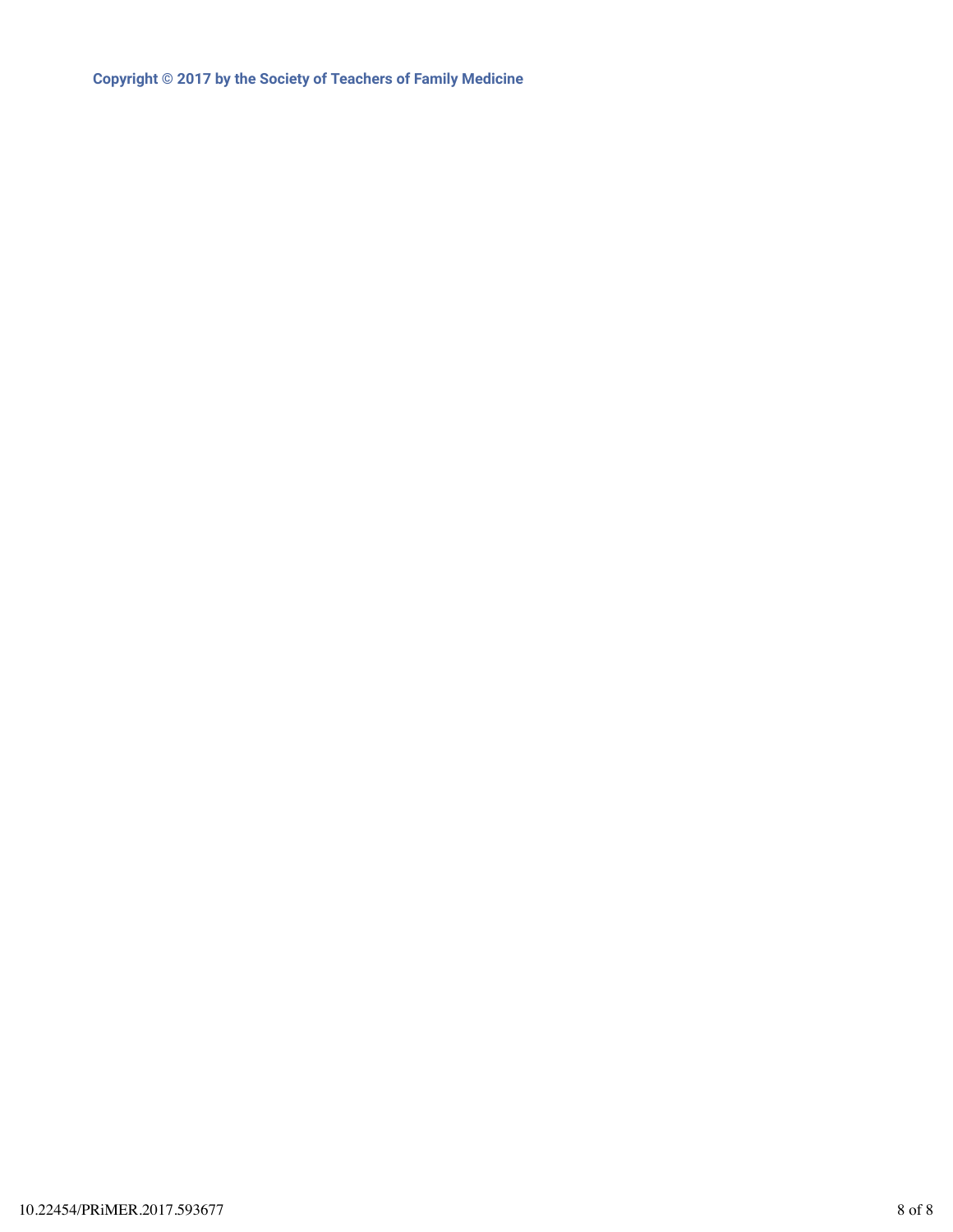**Copyright © 2017 by the Society of Teachers of Family Medicine**